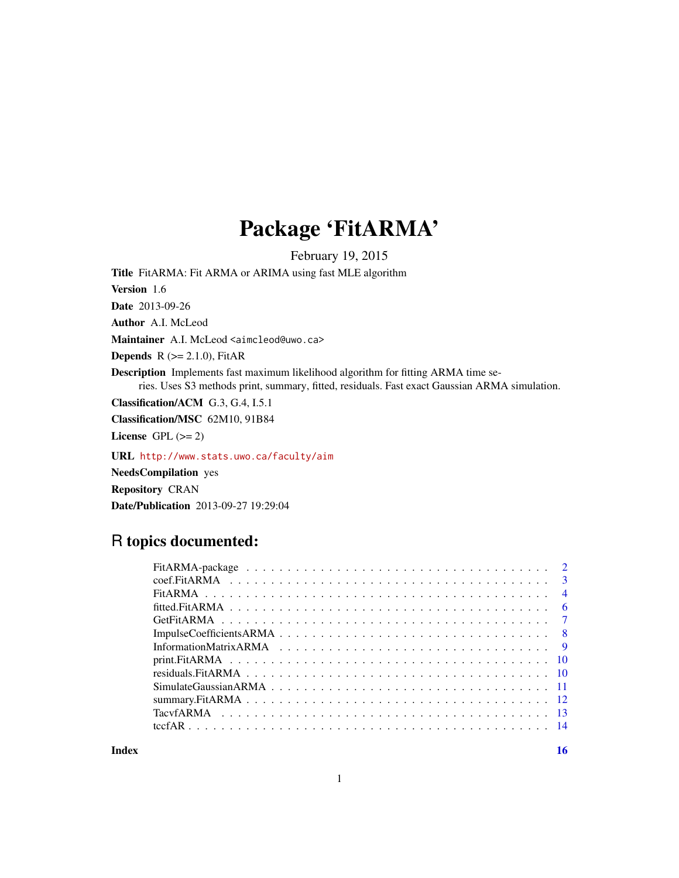# Package 'FitARMA'

February 19, 2015

**Title** FitARMA: Fit ARMA or ARIMA using fast MLE algorithm

**Version** 1.6

**Date** 2013-09-26

**Author** A.I. McLeod

**Maintainer** A.I. McLeod <aimcleod@uwo.ca>

**Depends** R (>= 2.1.0), FitAR

**Description** Implements fast maximum likelihood algorithm for fitting ARMA time series. Uses S3 methods print, summary, fitted, residuals. Fast exact Gaussian ARMA simulation.

**Classification/ACM** G.3, G.4, I.5.1

**Classification/MSC** 62M10, 91B84

**License** GPL (>= 2)

**URL** http://www.stats.uwo.ca/faculty/aim

**NeedsCompilation** yes

**Repository** CRAN

**Date/Publication** 2013-09-27 19:29:04

## R topics documented:

| | |
|---|---|
| FitARMA-package | 2 |
| coef.FitARMA | 3 |
| FitARMA | 4 |
| fitted.FitARMA | 6 |
| GetFitARMA | 7 |
| ImpulseCoefficientsARMA | 8 |
| InformationMatrixARMA | 9 |
| print.FitARMA | 10 |
| residuals.FitARMA | 10 |
| SimulateGaussianARMA | 11 |
| summary.FitARMA | 12 |
| TacvfARMA | 13 |
| tccfAR | 14 |
| **Index** | **16** |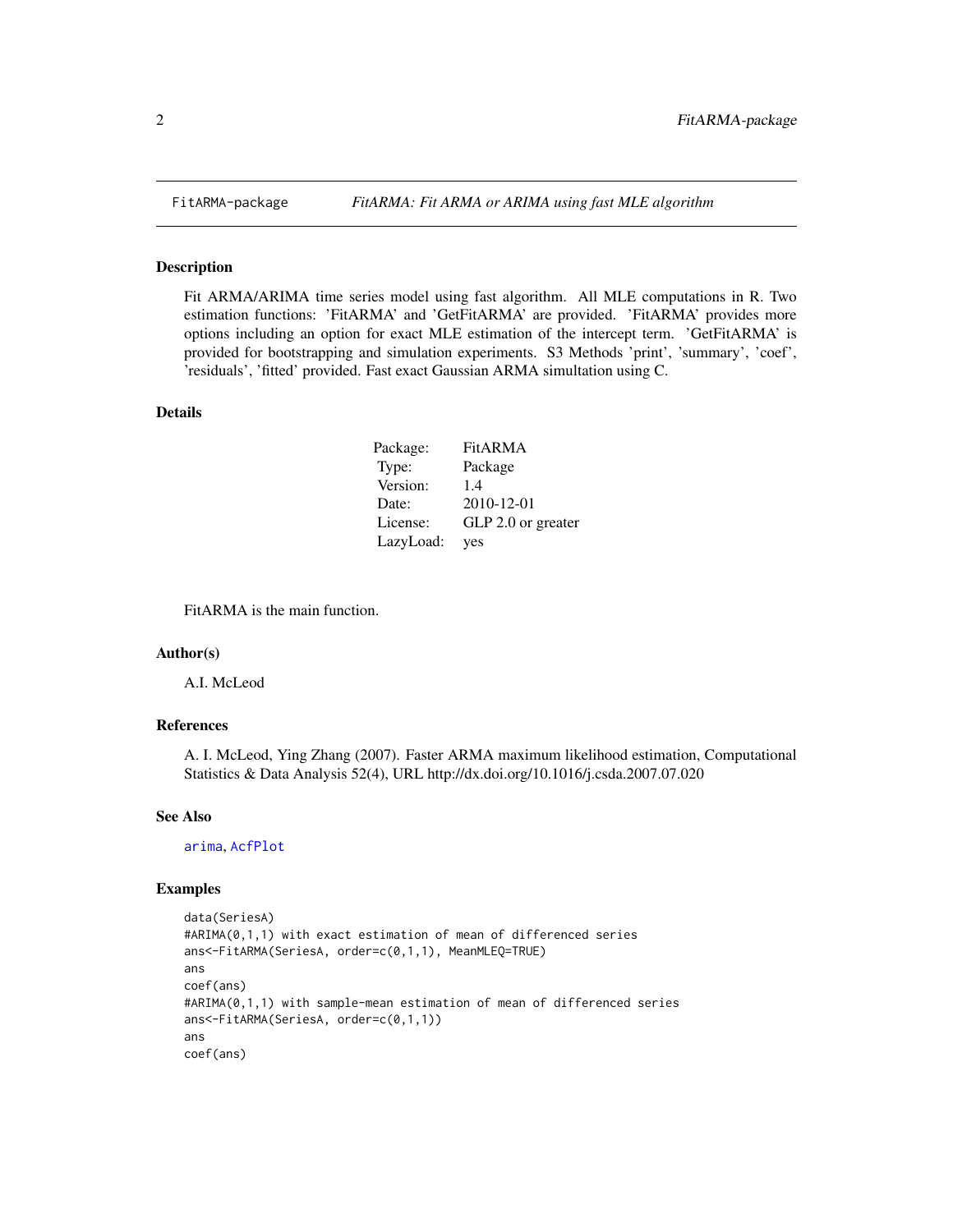FitARMA-package *FitARMA: Fit ARMA or ARIMA using fast MLE algorithm*

## Description

Fit ARMA/ARIMA time series model using fast algorithm. All MLE computations in R. Two estimation functions: 'FitARMA' and 'GetFitARMA' are provided. 'FitARMA' provides more options including an option for exact MLE estimation of the intercept term. 'GetFitARMA' is provided for bootstrapping and simulation experiments. S3 Methods 'print', 'summary', 'coef', 'residuals', 'fitted' provided. Fast exact Gaussian ARMA simultation using C.

## Details

| | |
|---|---|
| Package: | FitARMA |
| Type: | Package |
| Version: | 1.4 |
| Date: | 2010-12-01 |
| License: | GLP 2.0 or greater |
| LazyLoad: | yes |

FitARMA is the main function.

## Author(s)

A.I. McLeod

## References

A. I. McLeod, Ying Zhang (2007). Faster ARMA maximum likelihood estimation, Computational Statistics & Data Analysis 52(4), URL http://dx.doi.org/10.1016/j.csda.2007.07.020

## See Also

arima, AcfPlot

## Examples

```
data(SeriesA)
#ARIMA(0,1,1) with exact estimation of mean of differenced series
ans<-FitARMA(SeriesA, order=c(0,1,1), MeanMLEQ=TRUE)
ans
coef(ans)
#ARIMA(0,1,1) with sample-mean estimation of mean of differenced series
ans<-FitARMA(SeriesA, order=c(0,1,1))
ans
coef(ans)
```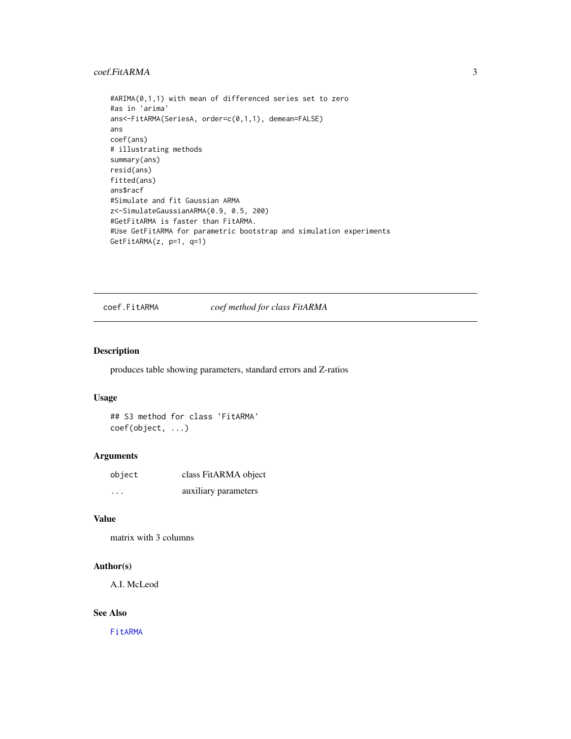```
#ARIMA(0,1,1) with mean of differenced series set to zero
#as in 'arima'
ans<-FitARMA(SeriesA, order=c(0,1,1), demean=FALSE)
ans
coef(ans)
# illustrating methods
summary(ans)
resid(ans)
fitted(ans)
ans$racf
#Simulate and fit Gaussian ARMA
z<-SimulateGaussianARMA(0.9, 0.5, 200)
#GetFitARMA is faster than FitARMA.
#Use GetFitARMA for parametric bootstrap and simulation experiments
GetFitARMA(z, p=1, q=1)
```

---

## coef.FitARMA — *coef method for class FitARMA*

### Description

produces table showing parameters, standard errors and Z-ratios

### Usage

```
## S3 method for class 'FitARMA'
coef(object, ...)
```

### Arguments

| | |
|---|---|
| `object` | class FitARMA object |
| `...` | auxiliary parameters |

### Value

matrix with 3 columns

### Author(s)

A.I. McLeod

### See Also

`FitARMA`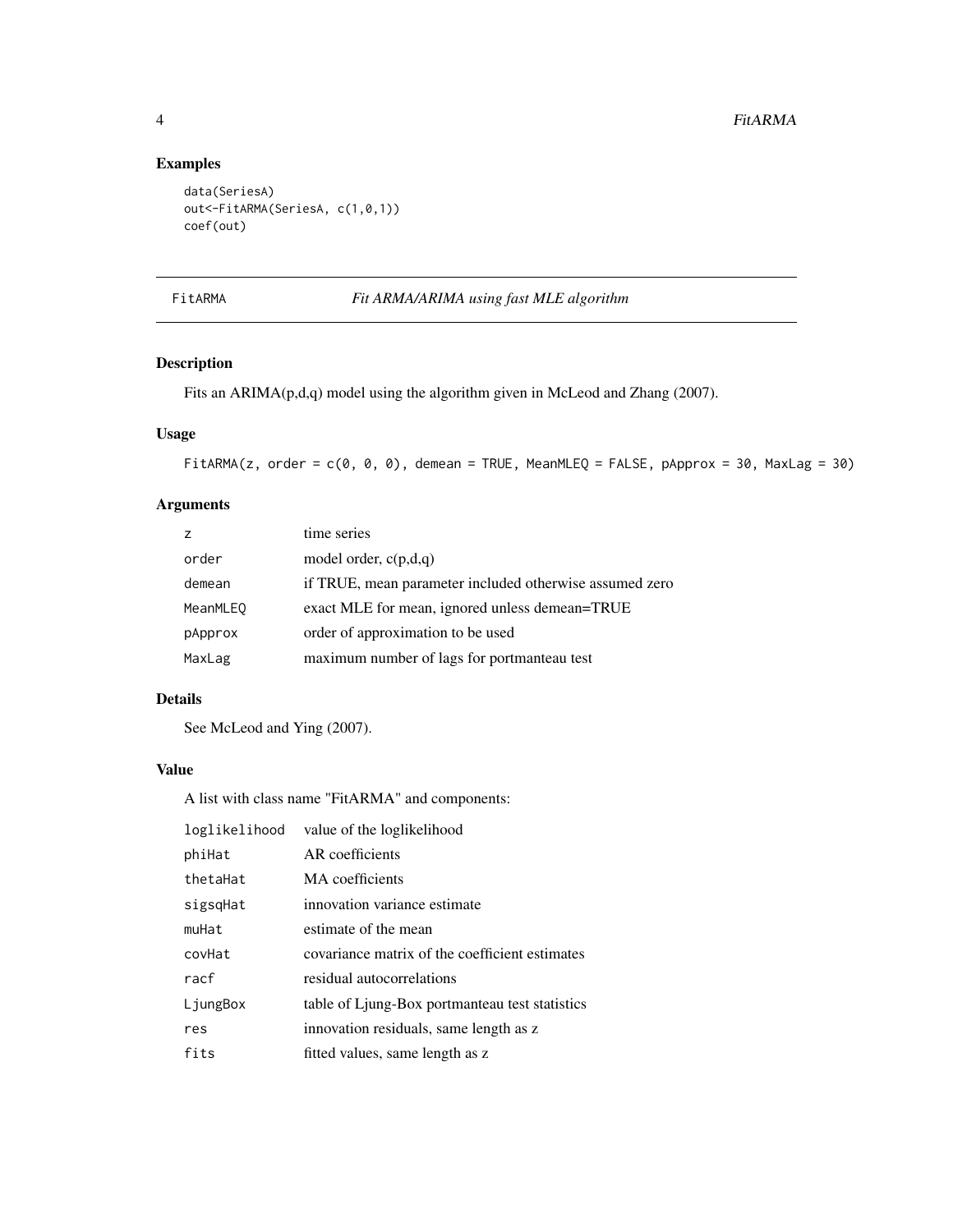## Examples

```
data(SeriesA)
out<-FitARMA(SeriesA, c(1,0,1))
coef(out)
```

---

# FitARMA — *Fit ARMA/ARIMA using fast MLE algorithm*

---

## Description

Fits an ARIMA(p,d,q) model using the algorithm given in McLeod and Zhang (2007).

## Usage

```
FitARMA(z, order = c(0, 0, 0), demean = TRUE, MeanMLEQ = FALSE, pApprox = 30, MaxLag = 30)
```

## Arguments

| | |
|---|---|
| z | time series |
| order | model order, c(p,d,q) |
| demean | if TRUE, mean parameter included otherwise assumed zero |
| MeanMLEQ | exact MLE for mean, ignored unless demean=TRUE |
| pApprox | order of approximation to be used |
| MaxLag | maximum number of lags for portmanteau test |

## Details

See McLeod and Ying (2007).

## Value

A list with class name "FitARMA" and components:

| | |
|---|---|
| loglikelihood | value of the loglikelihood |
| phiHat | AR coefficients |
| thetaHat | MA coefficients |
| sigsqHat | innovation variance estimate |
| muHat | estimate of the mean |
| covHat | covariance matrix of the coefficient estimates |
| racf | residual autocorrelations |
| LjungBox | table of Ljung-Box portmanteau test statistics |
| res | innovation residuals, same length as z |
| fits | fitted values, same length as z |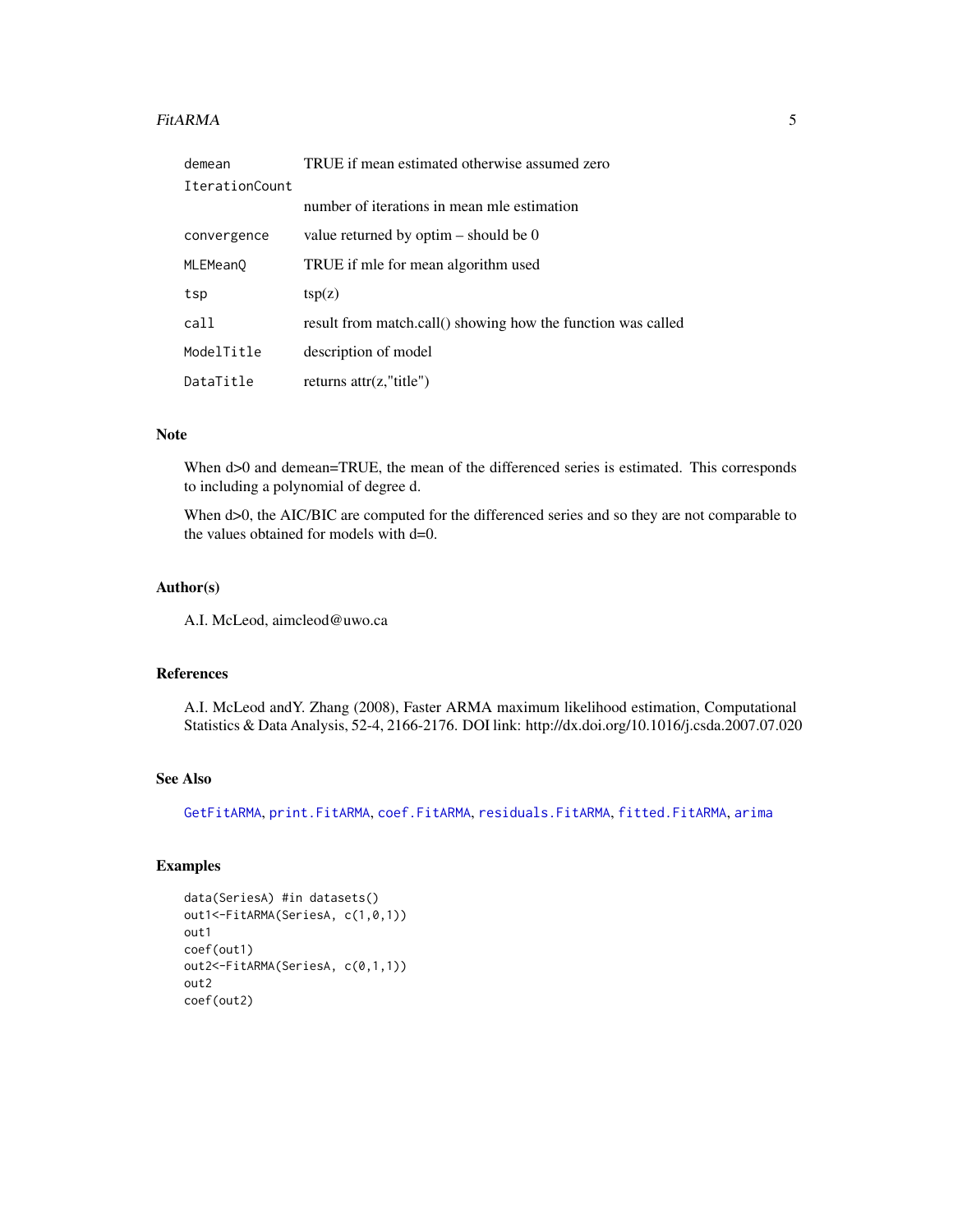| | |
|---|---|
| demean | TRUE if mean estimated otherwise assumed zero |
| IterationCount | number of iterations in mean mle estimation |
| convergence | value returned by optim – should be 0 |
| MLEMeanQ | TRUE if mle for mean algorithm used |
| tsp | tsp(z) |
| call | result from match.call() showing how the function was called |
| ModelTitle | description of model |
| DataTitle | returns attr(z,"title") |

## Note

When d>0 and demean=TRUE, the mean of the differenced series is estimated. This corresponds to including a polynomial of degree d.

When d>0, the AIC/BIC are computed for the differenced series and so they are not comparable to the values obtained for models with d=0.

## Author(s)

A.I. McLeod, aimcleod@uwo.ca

## References

A.I. McLeod andY. Zhang (2008), Faster ARMA maximum likelihood estimation, Computational Statistics & Data Analysis, 52-4, 2166-2176. DOI link: http://dx.doi.org/10.1016/j.csda.2007.07.020

## See Also

GetFitARMA, print.FitARMA, coef.FitARMA, residuals.FitARMA, fitted.FitARMA, arima

## Examples

```
data(SeriesA) #in datasets()
out1<-FitARMA(SeriesA, c(1,0,1))
out1
coef(out1)
out2<-FitARMA(SeriesA, c(0,1,1))
out2
coef(out2)
```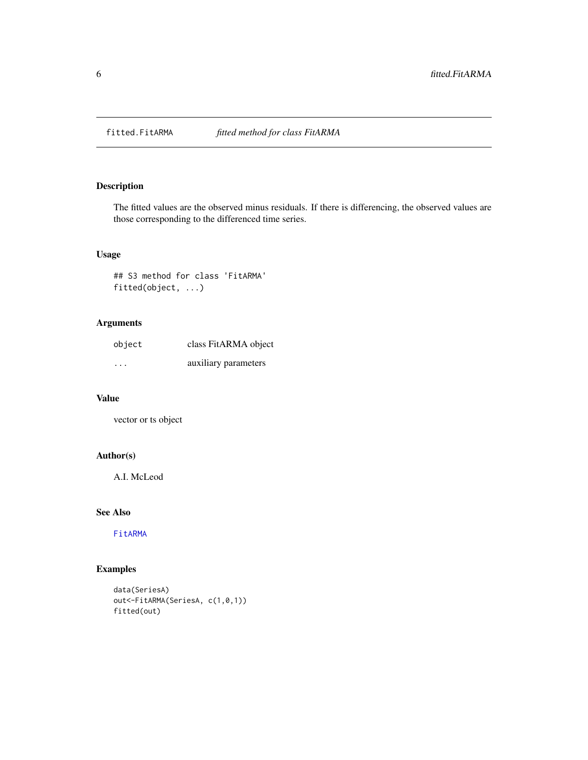# fitted.FitARMA — *fitted method for class FitARMA*

## Description

The fitted values are the observed minus residuals. If there is differencing, the observed values are those corresponding to the differenced time series.

## Usage

```
## S3 method for class 'FitARMA'
fitted(object, ...)
```

## Arguments

| | |
|---|---|
| `object` | class FitARMA object |
| `...` | auxiliary parameters |

## Value

vector or ts object

## Author(s)

A.I. McLeod

## See Also

`FitARMA`

## Examples

```
data(SeriesA)
out<-FitARMA(SeriesA, c(1,0,1))
fitted(out)
```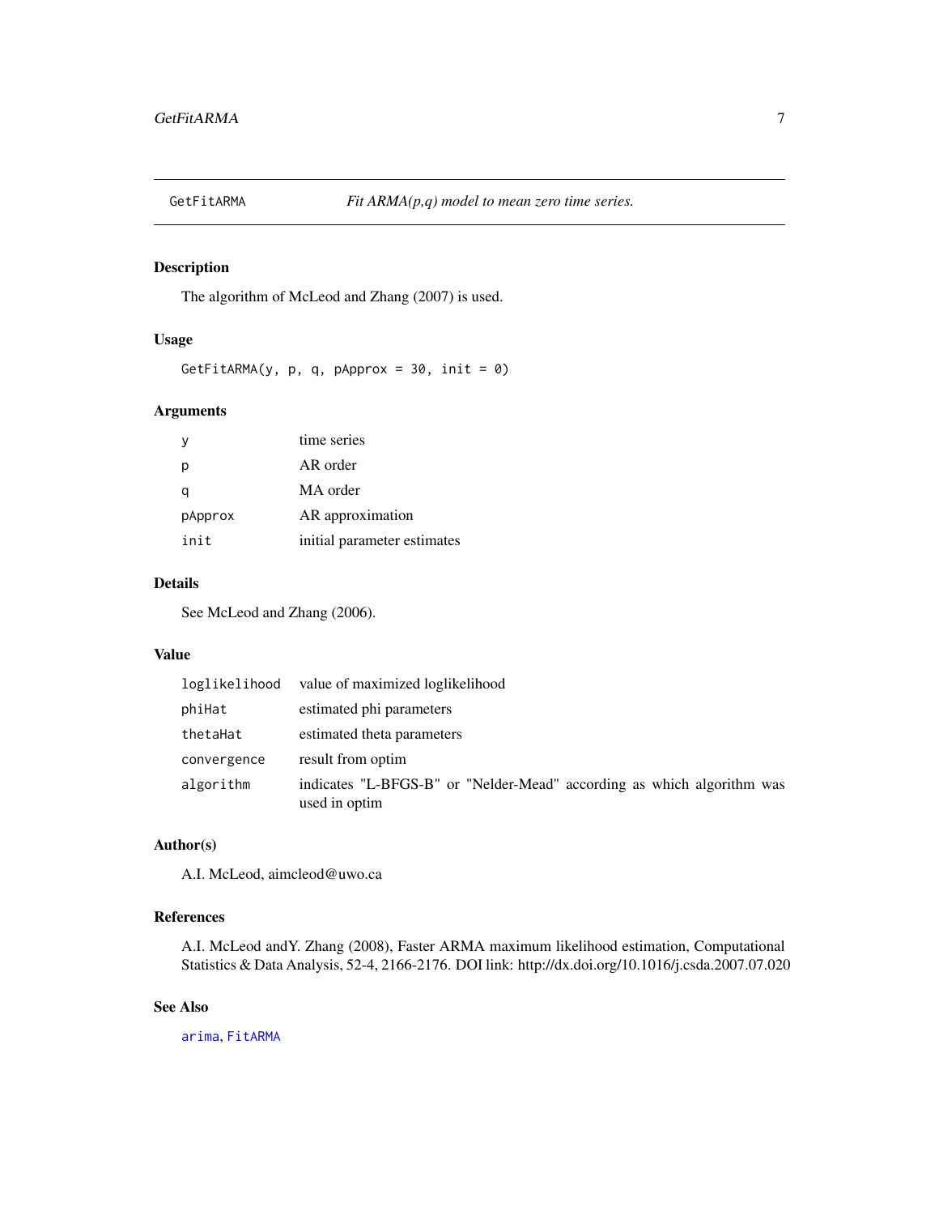## GetFitARMA — *Fit ARMA(p,q) model to mean zero time series.*

### Description

The algorithm of McLeod and Zhang (2007) is used.

### Usage

```
GetFitARMA(y, p, q, pApprox = 30, init = 0)
```

### Arguments

| | |
|---|---|
| `y` | time series |
| `p` | AR order |
| `q` | MA order |
| `pApprox` | AR approximation |
| `init` | initial parameter estimates |

### Details

See McLeod and Zhang (2006).

### Value

| | |
|---|---|
| `loglikelihood` | value of maximized loglikelihood |
| `phiHat` | estimated phi parameters |
| `thetaHat` | estimated theta parameters |
| `convergence` | result from optim |
| `algorithm` | indicates "L-BFGS-B" or "Nelder-Mead" according as which algorithm was used in optim |

### Author(s)

A.I. McLeod, aimcleod@uwo.ca

### References

A.I. McLeod andY. Zhang (2008), Faster ARMA maximum likelihood estimation, Computational Statistics & Data Analysis, 52-4, 2166-2176. DOI link: http://dx.doi.org/10.1016/j.csda.2007.07.020

### See Also

`arima`, `FitARMA`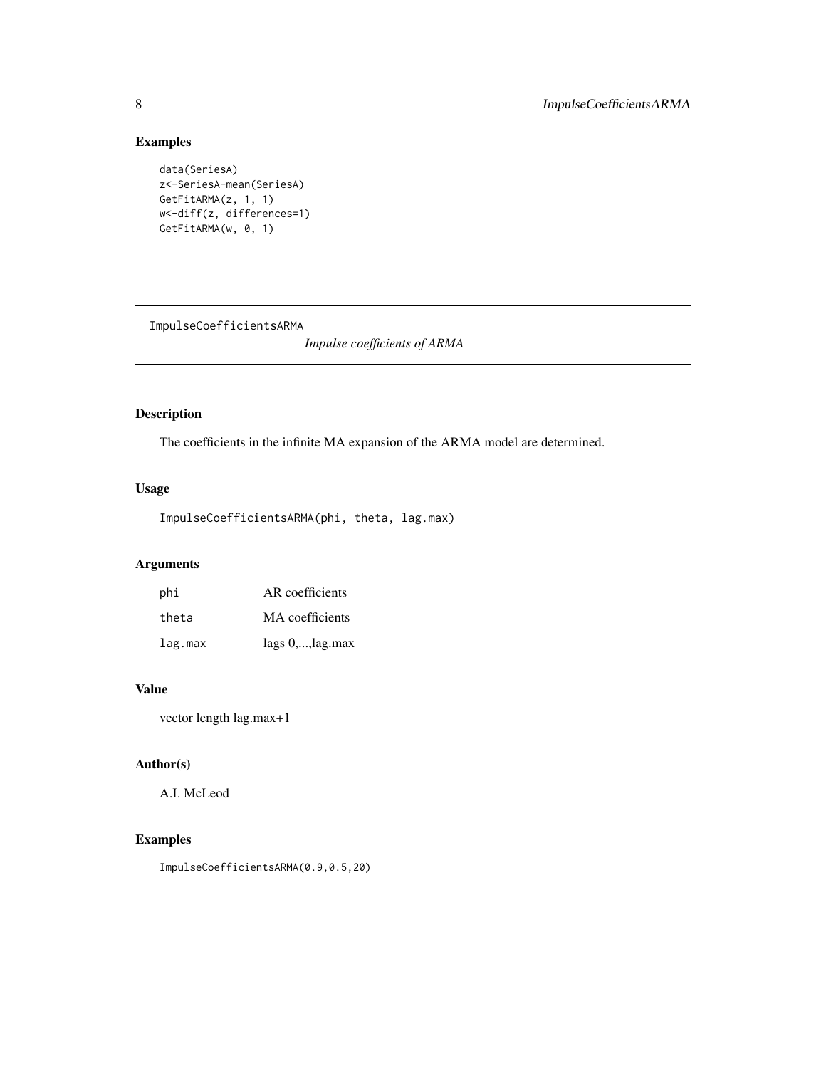## Examples

```
data(SeriesA)
z<-SeriesA-mean(SeriesA)
GetFitARMA(z, 1, 1)
w<-diff(z, differences=1)
GetFitARMA(w, 0, 1)
```

---

# ImpulseCoefficientsARMA

*Impulse coefficients of ARMA*

---

## Description

The coefficients in the infinite MA expansion of the ARMA model are determined.

## Usage

```
ImpulseCoefficientsARMA(phi, theta, lag.max)
```

## Arguments

| | |
|---|---|
| `phi` | AR coefficients |
| `theta` | MA coefficients |
| `lag.max` | lags 0,...,lag.max |

## Value

vector length lag.max+1

## Author(s)

A.I. McLeod

## Examples

```
ImpulseCoefficientsARMA(0.9,0.5,20)
```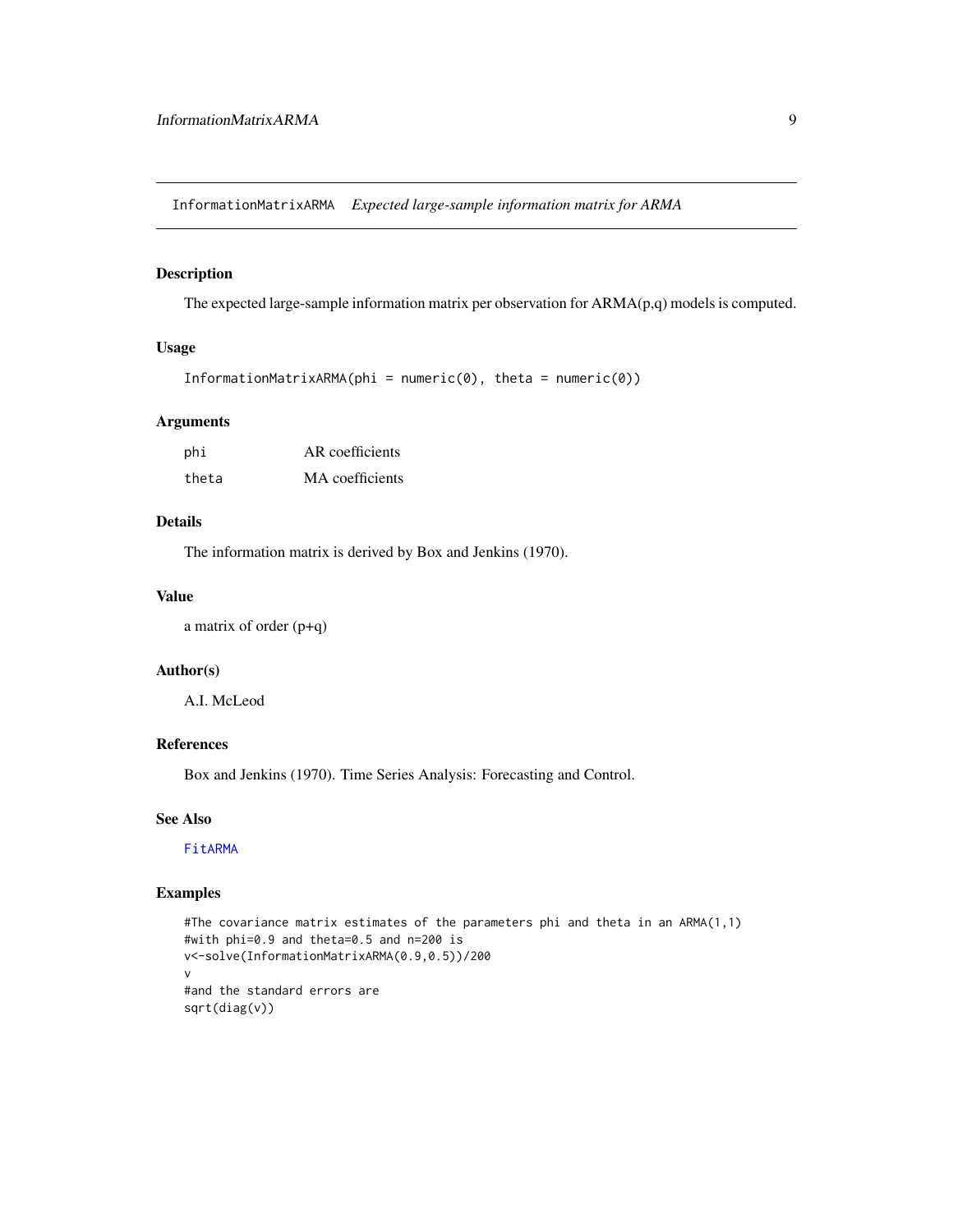## InformationMatrixARMA *Expected large-sample information matrix for ARMA*

### Description

The expected large-sample information matrix per observation for ARMA(p,q) models is computed.

### Usage

```
InformationMatrixARMA(phi = numeric(0), theta = numeric(0))
```

### Arguments

| | |
|---|---|
| phi | AR coefficients |
| theta | MA coefficients |

### Details

The information matrix is derived by Box and Jenkins (1970).

### Value

a matrix of order (p+q)

### Author(s)

A.I. McLeod

### References

Box and Jenkins (1970). Time Series Analysis: Forecasting and Control.

### See Also

FitARMA

### Examples

```
#The covariance matrix estimates of the parameters phi and theta in an ARMA(1,1)
#with phi=0.9 and theta=0.5 and n=200 is
v<-solve(InformationMatrixARMA(0.9,0.5))/200
v
#and the standard errors are
sqrt(diag(v))
```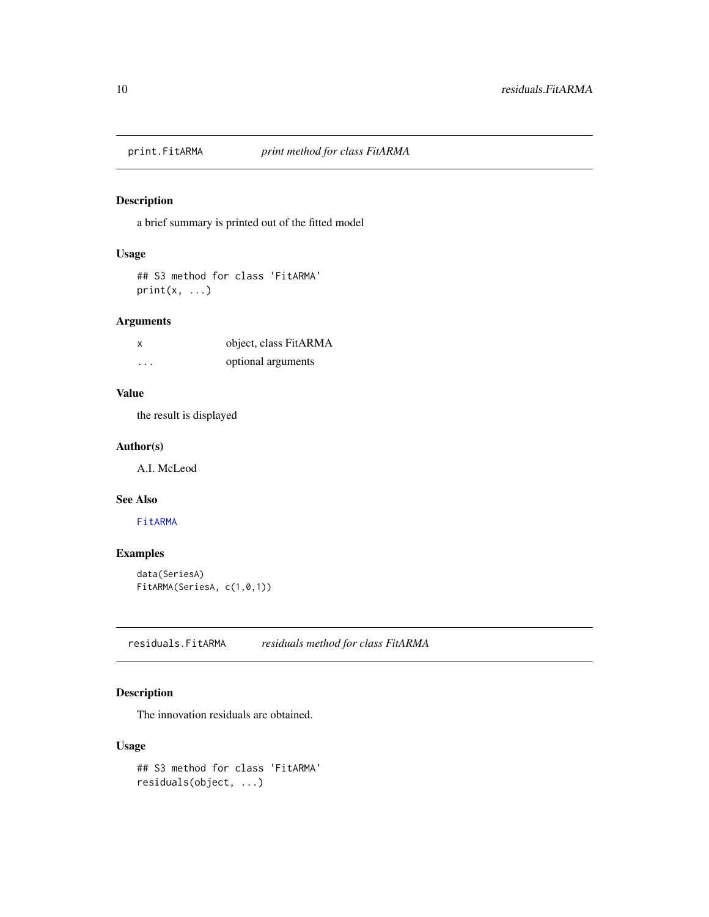## print.FitARMA &emsp; *print method for class FitARMA*

### Description

a brief summary is printed out of the fitted model

### Usage

```
## S3 method for class 'FitARMA'
print(x, ...)
```

### Arguments

| | |
|---|---|
| `x` | object, class FitARMA |
| `...` | optional arguments |

### Value

the result is displayed

### Author(s)

A.I. McLeod

### See Also

`FitARMA`

### Examples

```
data(SeriesA)
FitARMA(SeriesA, c(1,0,1))
```

## residuals.FitARMA &emsp; *residuals method for class FitARMA*

### Description

The innovation residuals are obtained.

### Usage

```
## S3 method for class 'FitARMA'
residuals(object, ...)
```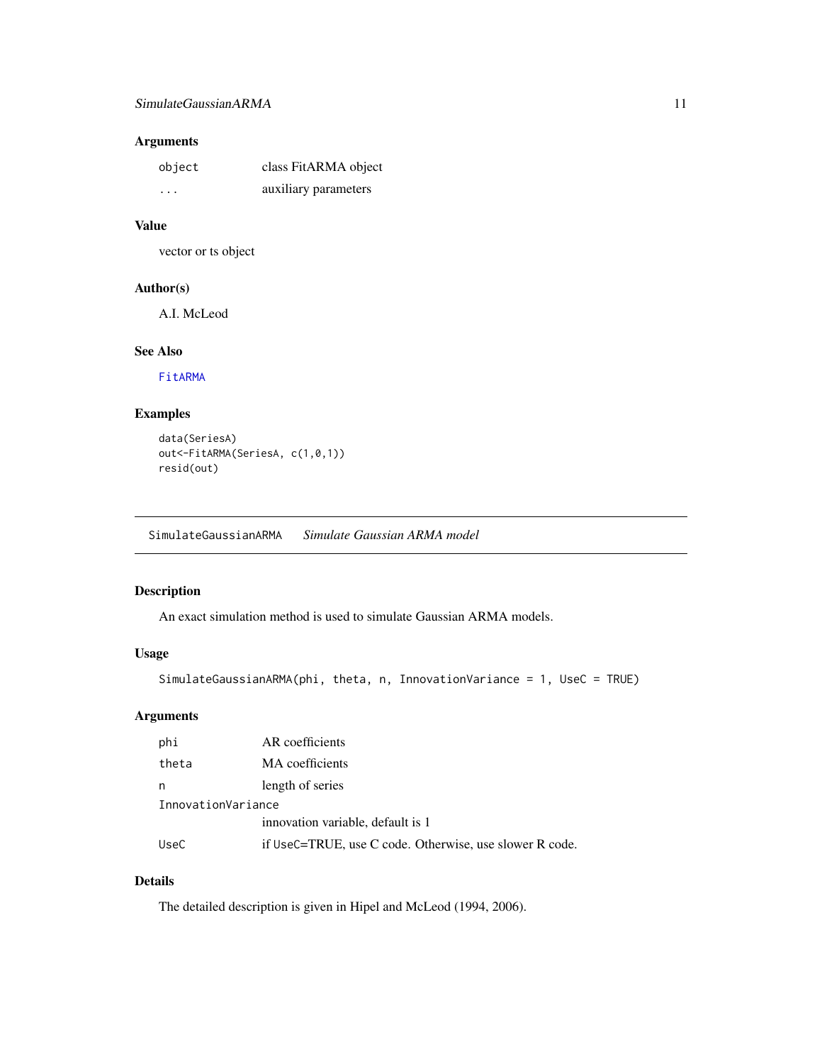### Arguments

| | |
|---|---|
| object | class FitARMA object |
| ... | auxiliary parameters |

### Value

vector or ts object

### Author(s)

A.I. McLeod

### See Also

FitARMA

### Examples

```
data(SeriesA)
out<-FitARMA(SeriesA, c(1,0,1))
resid(out)
```

---

## SimulateGaussianARMA *Simulate Gaussian ARMA model*

### Description

An exact simulation method is used to simulate Gaussian ARMA models.

### Usage

```
SimulateGaussianARMA(phi, theta, n, InnovationVariance = 1, UseC = TRUE)
```

### Arguments

| | |
|---|---|
| phi | AR coefficients |
| theta | MA coefficients |
| n | length of series |
| InnovationVariance | innovation variable, default is 1 |
| UseC | if UseC=TRUE, use C code. Otherwise, use slower R code. |

### Details

The detailed description is given in Hipel and McLeod (1994, 2006).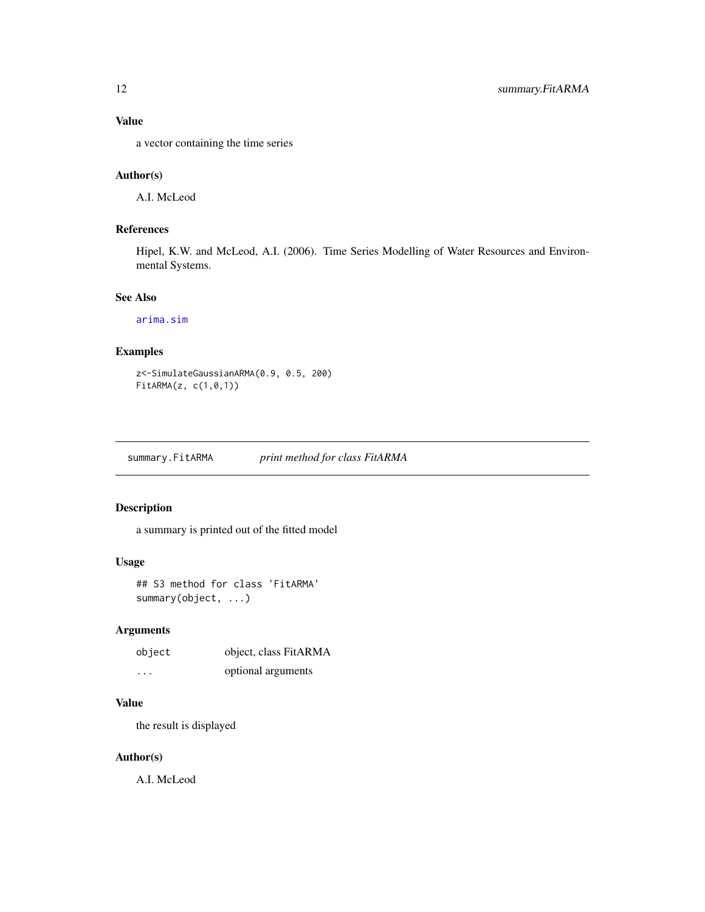### Value

a vector containing the time series

### Author(s)

A.I. McLeod

### References

Hipel, K.W. and McLeod, A.I. (2006). Time Series Modelling of Water Resources and Environmental Systems.

### See Also

arima.sim

### Examples

```
z<-SimulateGaussianARMA(0.9, 0.5, 200)
FitARMA(z, c(1,0,1))
```

---

## summary.FitARMA    *print method for class FitARMA*

---

### Description

a summary is printed out of the fitted model

### Usage

```
## S3 method for class 'FitARMA'
summary(object, ...)
```

### Arguments

| | |
|---|---|
| object | object, class FitARMA |
| ... | optional arguments |

### Value

the result is displayed

### Author(s)

A.I. McLeod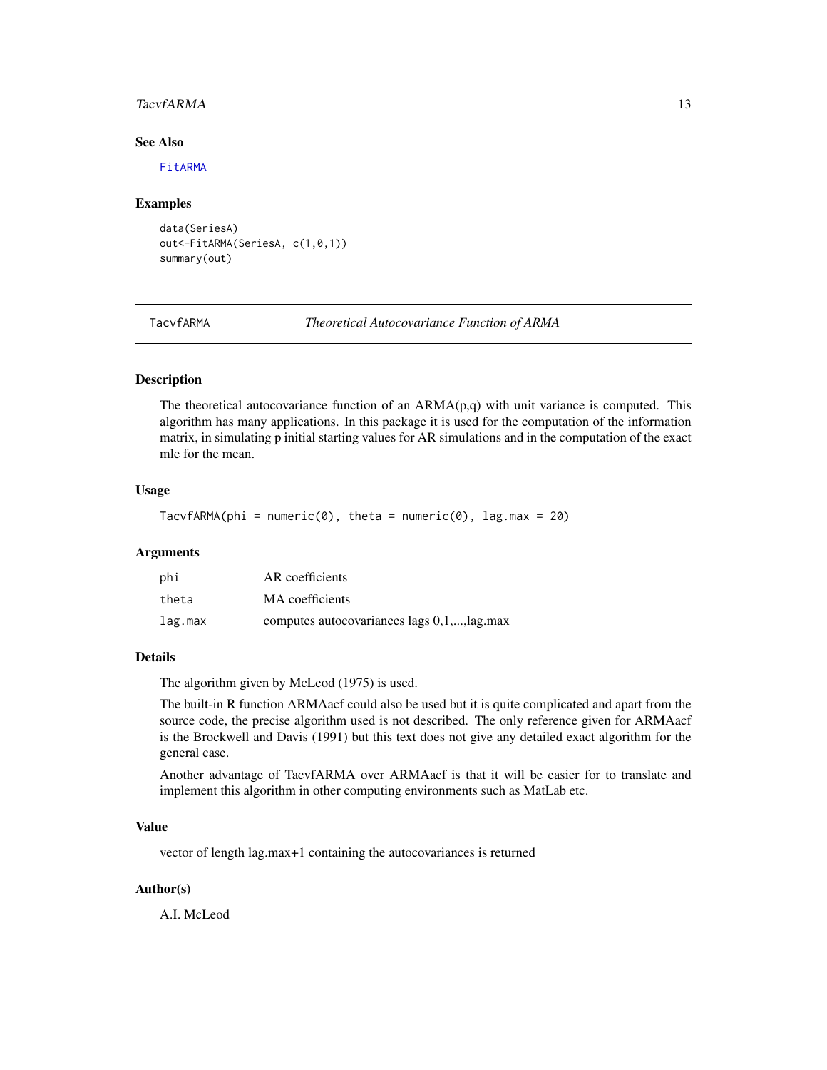### See Also

FitARMA

### Examples

```
data(SeriesA)
out<-FitARMA(SeriesA, c(1,0,1))
summary(out)
```

---

## TacvfARMA — *Theoretical Autocovariance Function of ARMA*

### Description

The theoretical autocovariance function of an ARMA(p,q) with unit variance is computed. This algorithm has many applications. In this package it is used for the computation of the information matrix, in simulating p initial starting values for AR simulations and in the computation of the exact mle for the mean.

### Usage

```
TacvfARMA(phi = numeric(0), theta = numeric(0), lag.max = 20)
```

### Arguments

| | |
|---|---|
| phi | AR coefficients |
| theta | MA coefficients |
| lag.max | computes autocovariances lags 0,1,...,lag.max |

### Details

The algorithm given by McLeod (1975) is used.

The built-in R function ARMAacf could also be used but it is quite complicated and apart from the source code, the precise algorithm used is not described. The only reference given for ARMAacf is the Brockwell and Davis (1991) but this text does not give any detailed exact algorithm for the general case.

Another advantage of TacvfARMA over ARMAacf is that it will be easier for to translate and implement this algorithm in other computing environments such as MatLab etc.

### Value

vector of length lag.max+1 containing the autocovariances is returned

### Author(s)

A.I. McLeod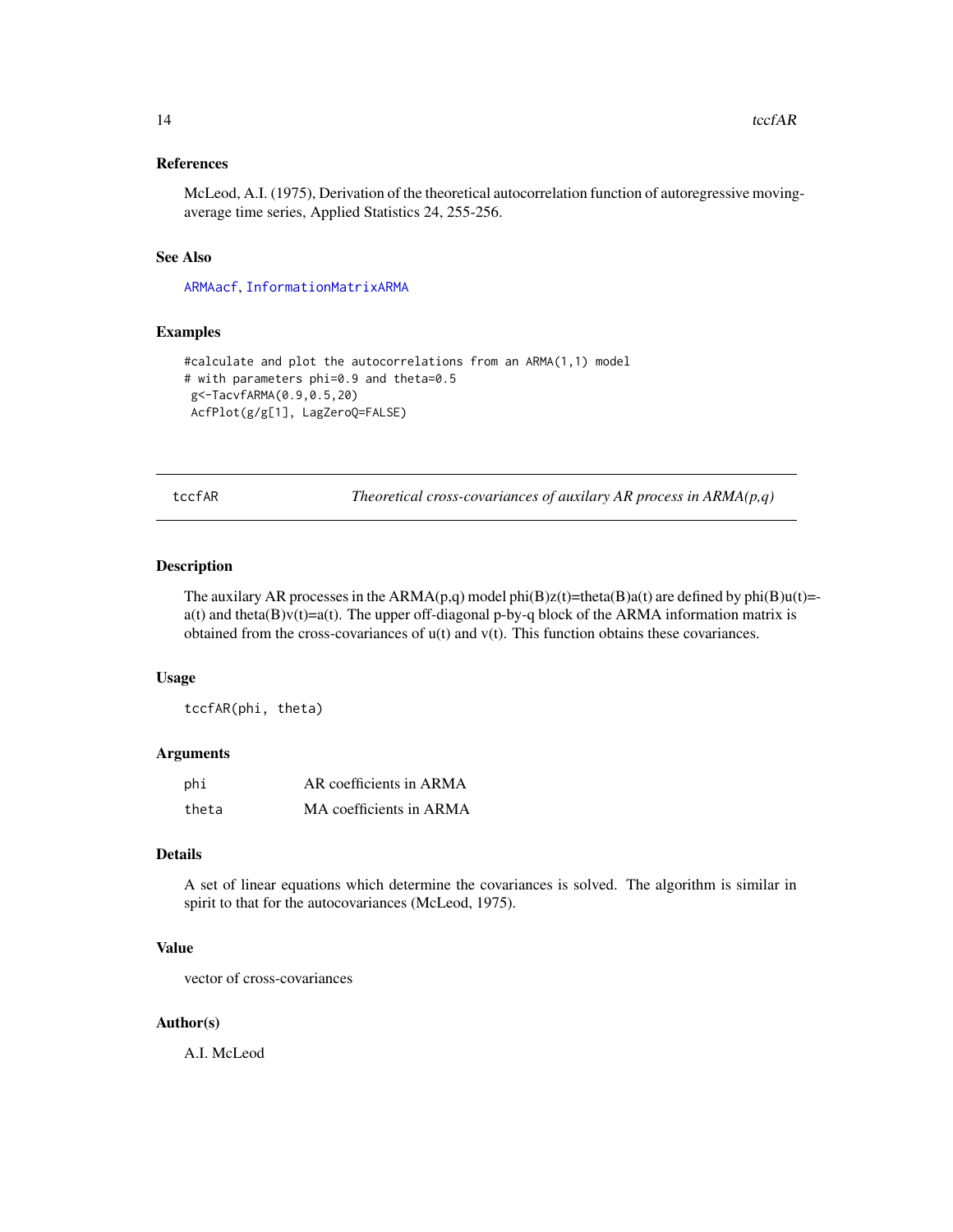### References

McLeod, A.I. (1975), Derivation of the theoretical autocorrelation function of autoregressive moving-average time series, Applied Statistics 24, 255-256.

### See Also

ARMAacf, InformationMatrixARMA

### Examples

```
#calculate and plot the autocorrelations from an ARMA(1,1) model
# with parameters phi=0.9 and theta=0.5
 g<-TacvfARMA(0.9,0.5,20)
 AcfPlot(g/g[1], LagZeroQ=FALSE)
```

---

## tccfAR — *Theoretical cross-covariances of auxilary AR process in ARMA(p,q)*

---

### Description

The auxilary AR processes in the ARMA(p,q) model phi(B)z(t)=theta(B)a(t) are defined by phi(B)u(t)=-a(t) and theta(B)v(t)=a(t). The upper off-diagonal p-by-q block of the ARMA information matrix is obtained from the cross-covariances of u(t) and v(t). This function obtains these covariances.

### Usage

```
tccfAR(phi, theta)
```

### Arguments

| | |
|---|---|
| phi | AR coefficients in ARMA |
| theta | MA coefficients in ARMA |

### Details

A set of linear equations which determine the covariances is solved. The algorithm is similar in spirit to that for the autocovariances (McLeod, 1975).

### Value

vector of cross-covariances

### Author(s)

A.I. McLeod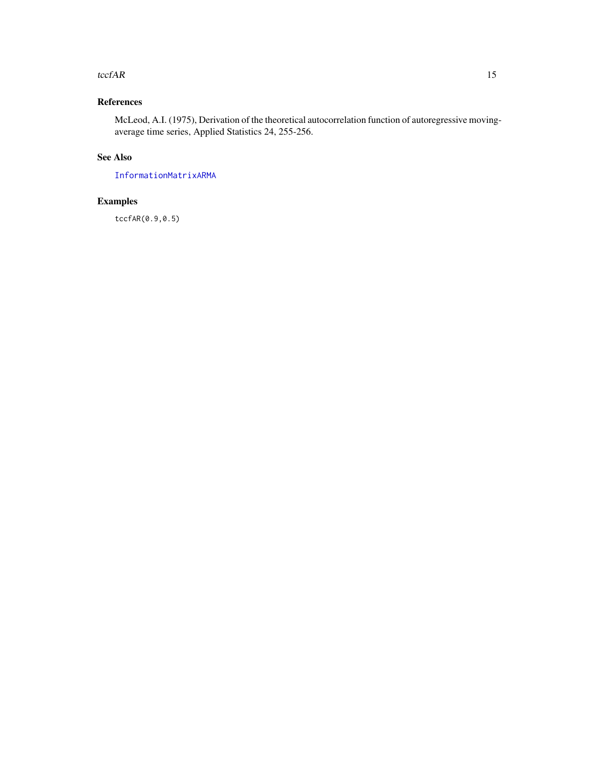## References

McLeod, A.I. (1975), Derivation of the theoretical autocorrelation function of autoregressive moving-average time series, Applied Statistics 24, 255-256.

## See Also

InformationMatrixARMA

## Examples

```
tccfAR(0.9,0.5)
```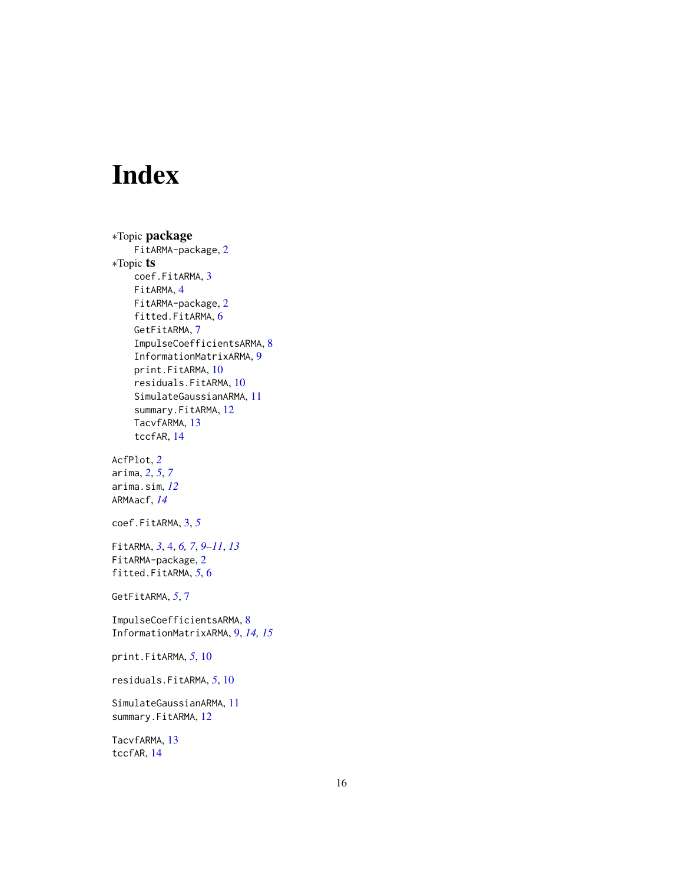# Index

∗Topic **package**

FitARMA-package, 2

∗Topic **ts**

coef.FitARMA, 3
FitARMA, 4
FitARMA-package, 2
fitted.FitARMA, 6
GetFitARMA, 7
ImpulseCoefficientsARMA, 8
InformationMatrixARMA, 9
print.FitARMA, 10
residuals.FitARMA, 10
SimulateGaussianARMA, 11
summary.FitARMA, 12
TacvfARMA, 13
tccfAR, 14

AcfPlot, *2*
arima, *2*, *5*, *7*
arima.sim, *12*
ARMAacf, *14*

coef.FitARMA, 3, *5*

FitARMA, *3*, 4, *6, 7*, *9–11*, *13*
FitARMA-package, 2
fitted.FitARMA, *5*, 6

GetFitARMA, *5*, 7

ImpulseCoefficientsARMA, 8
InformationMatrixARMA, 9, *14, 15*

print.FitARMA, *5*, 10

residuals.FitARMA, *5*, 10

SimulateGaussianARMA, 11
summary.FitARMA, 12

TacvfARMA, 13
tccfAR, 14